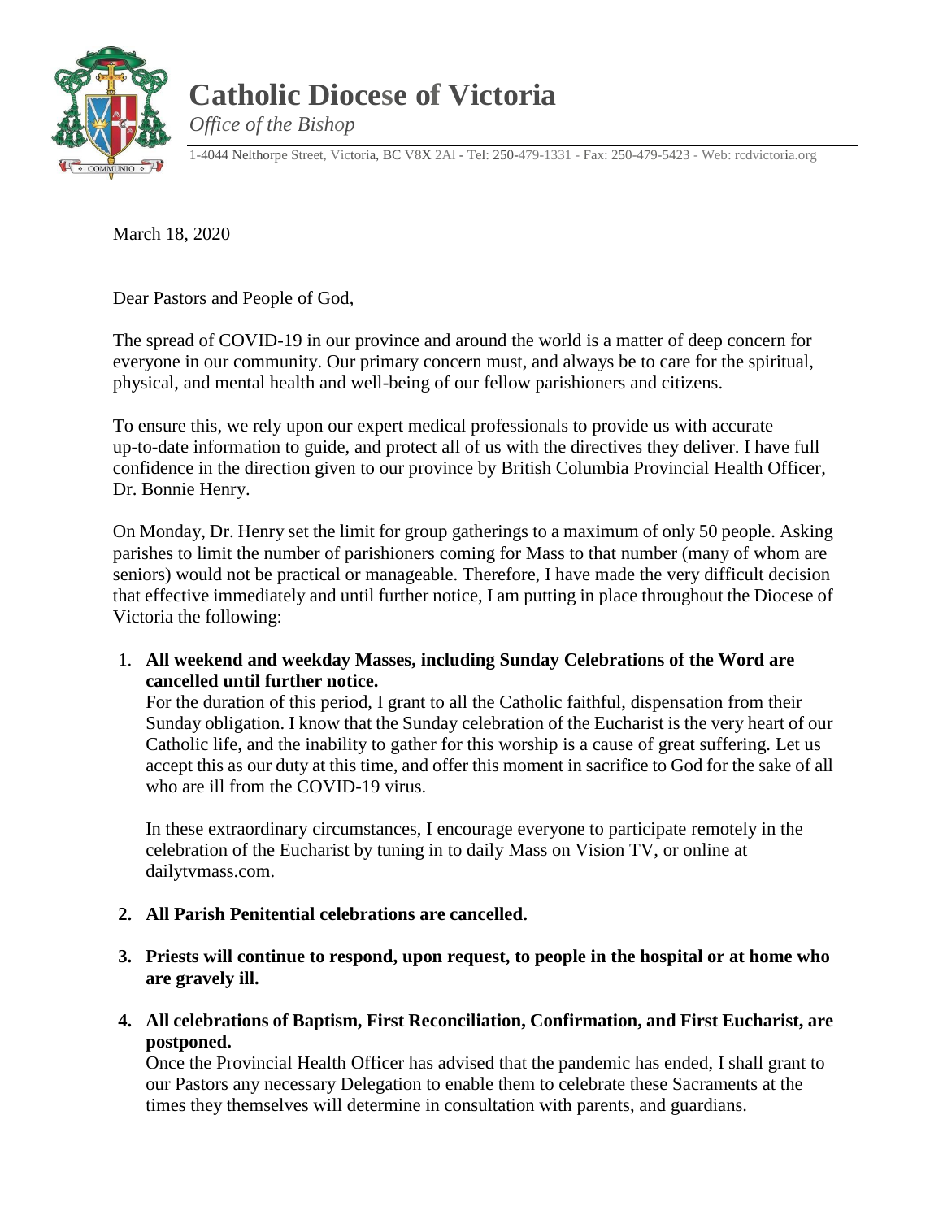# Catholic Diocese of Victoria

*Office of the Bishop*

1-4044 Nelthorpe Street, Victoria, BC V8X 2Al - Tel: 250-479-1331 - Fax: 250-479-5423 - Web: rcdvictoria.org

March 18, 2020

Dear Pastors and People of God,

The spread of COVID-19 in our province and around the world is a matter of deep concern for everyone in our community. Our primary concern must, and always be to care for the spiritual, physical, and mental health and well-being of our fellow parishioners and citizens.

To ensure this, we rely upon our expert medical professionals to provide us with accurate up-to-date information to guide, and protect all of us with the directives they deliver. I have full confidence in the direction given to our province by British Columbia Provincial Health Officer, Dr. Bonnie Henry.

On Monday, Dr. Henry set the limit for group gatherings to a maximum of only 50 people. Asking parishes to limit the number of parishioners coming for Mass to that number (many of whom are seniors) would not be practical or manageable. Therefore, I have made the very difficult decision that effective immediately and until further notice, I am putting in place throughout the Diocese of Victoria the following:

1. **All weekend and weekday Masses, including Sunday Celebrations of the Word are cancelled until further notice.**
   For the duration of this period, I grant to all the Catholic faithful, dispensation from their Sunday obligation. I know that the Sunday celebration of the Eucharist is the very heart of our Catholic life, and the inability to gather for this worship is a cause of great suffering. Let us accept this as our duty at this time, and offer this moment in sacrifice to God for the sake of all who are ill from the COVID-19 virus.

   In these extraordinary circumstances, I encourage everyone to participate remotely in the celebration of the Eucharist by tuning in to daily Mass on Vision TV, or online at dailytvmass.com.

2. **All Parish Penitential celebrations are cancelled.**

3. **Priests will continue to respond, upon request, to people in the hospital or at home who are gravely ill.**

4. **All celebrations of Baptism, First Reconciliation, Confirmation, and First Eucharist, are postponed.**
   Once the Provincial Health Officer has advised that the pandemic has ended, I shall grant to our Pastors any necessary Delegation to enable them to celebrate these Sacraments at the times they themselves will determine in consultation with parents, and guardians.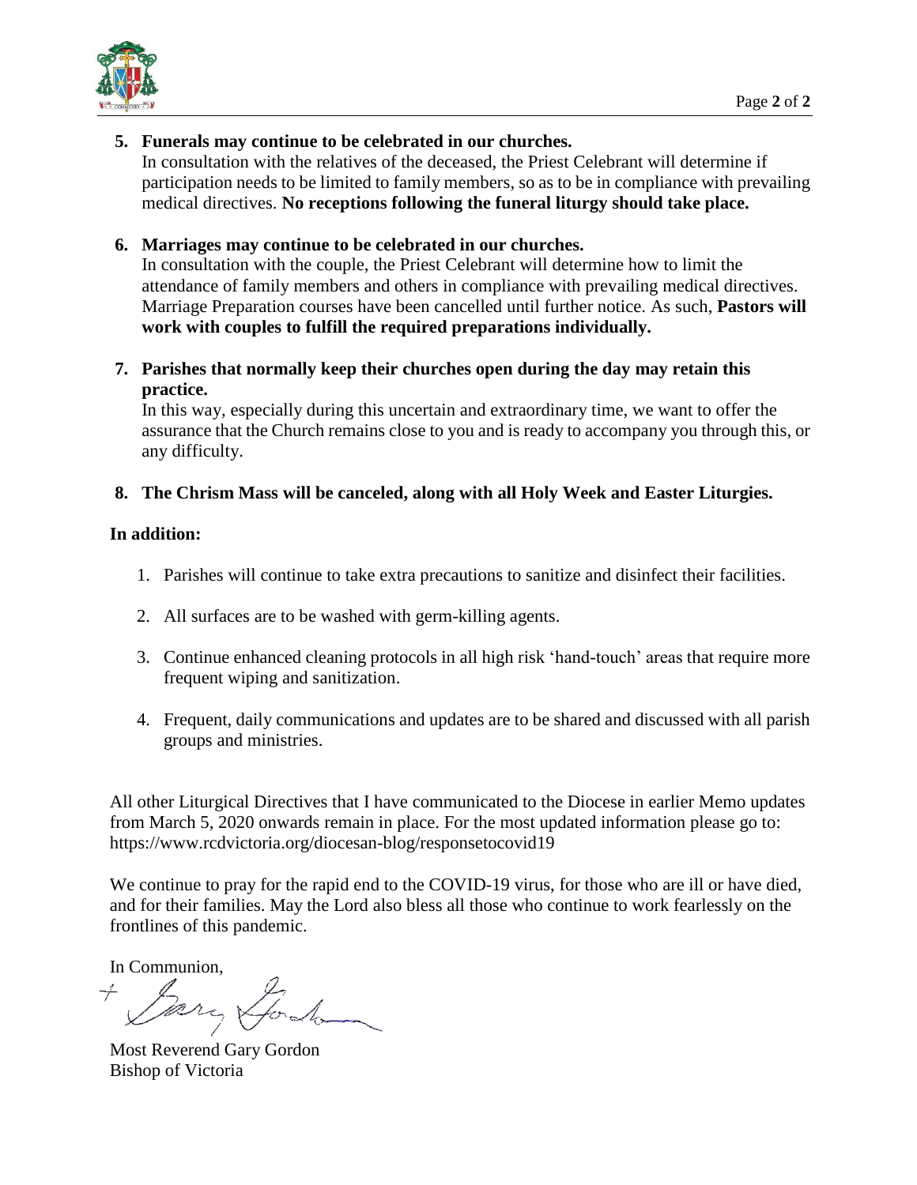5. **Funerals may continue to be celebrated in our churches.**
   In consultation with the relatives of the deceased, the Priest Celebrant will determine if participation needs to be limited to family members, so as to be in compliance with prevailing medical directives. **No receptions following the funeral liturgy should take place.**

6. **Marriages may continue to be celebrated in our churches.**
   In consultation with the couple, the Priest Celebrant will determine how to limit the attendance of family members and others in compliance with prevailing medical directives. Marriage Preparation courses have been cancelled until further notice. As such, **Pastors will work with couples to fulfill the required preparations individually.**

7. **Parishes that normally keep their churches open during the day may retain this practice.**
   In this way, especially during this uncertain and extraordinary time, we want to offer the assurance that the Church remains close to you and is ready to accompany you through this, or any difficulty.

8. **The Chrism Mass will be canceled, along with all Holy Week and Easter Liturgies.**

**In addition:**

1. Parishes will continue to take extra precautions to sanitize and disinfect their facilities.
2. All surfaces are to be washed with germ-killing agents.
3. Continue enhanced cleaning protocols in all high risk 'hand-touch' areas that require more frequent wiping and sanitization.
4. Frequent, daily communications and updates are to be shared and discussed with all parish groups and ministries.

All other Liturgical Directives that I have communicated to the Diocese in earlier Memo updates from March 5, 2020 onwards remain in place. For the most updated information please go to: https://www.rcdvictoria.org/diocesan-blog/responsetocovid19

We continue to pray for the rapid end to the COVID-19 virus, for those who are ill or have died, and for their families. May the Lord also bless all those who continue to work fearlessly on the frontlines of this pandemic.

In Communion,

+ Gary Gordon

Most Reverend Gary Gordon
Bishop of Victoria